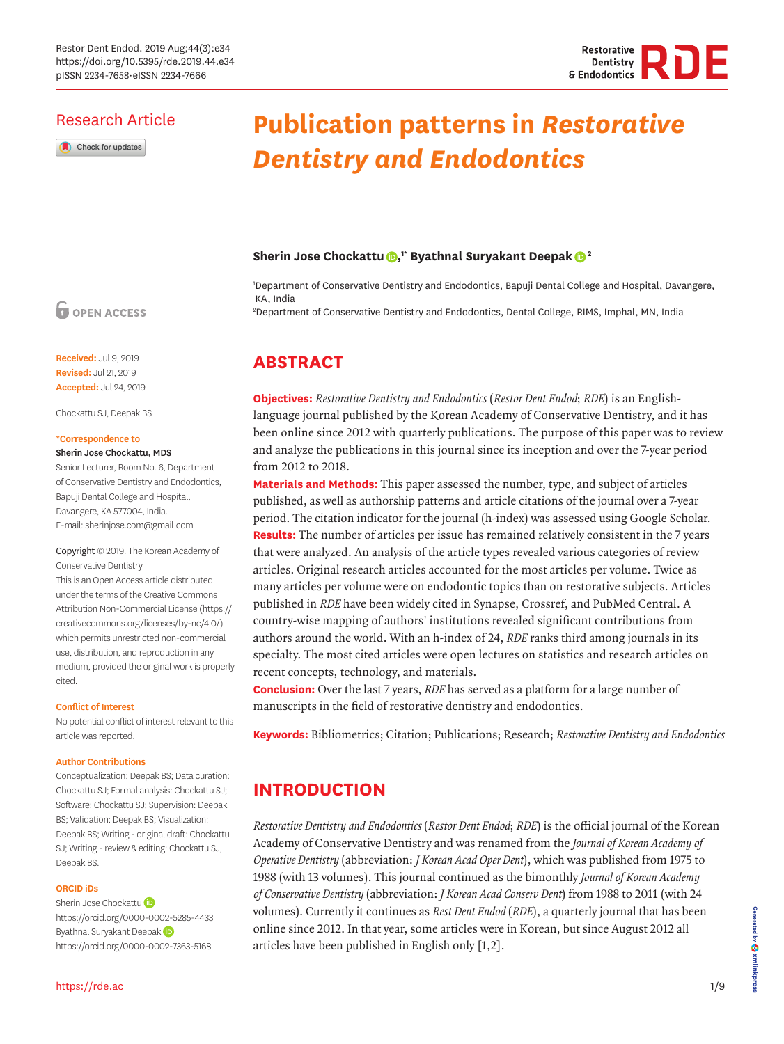Research Article

# Publication patterns in *Restorative Dentistry and Endodontics*

**Sherin Jose Chockattu** [1*], **Byathnal Suryakant Deepak** [2]

[1]Department of Conservative Dentistry and Endodontics, Bapuji Dental College and Hospital, Davangere, KA, India

[2]Department of Conservative Dentistry and Endodontics, Dental College, RIMS, Imphal, MN, India

OPEN ACCESS

**Received:** Jul 9, 2019
**Revised:** Jul 21, 2019
**Accepted:** Jul 24, 2019

Chockattu SJ, Deepak BS

**\*Correspondence to**
**Sherin Jose Chockattu, MDS**
Senior Lecturer, Room No. 6, Department of Conservative Dentistry and Endodontics, Bapuji Dental College and Hospital, Davangere, KA 577004, India.
E-mail: sherinjose.com@gmail.com

Copyright © 2019. The Korean Academy of Conservative Dentistry
This is an Open Access article distributed under the terms of the Creative Commons Attribution Non-Commercial License (https://creativecommons.org/licenses/by-nc/4.0/) which permits unrestricted non-commercial use, distribution, and reproduction in any medium, provided the original work is properly cited.

**Conflict of Interest**
No potential conflict of interest relevant to this article was reported.

**Author Contributions**
Conceptualization: Deepak BS; Data curation: Chockattu SJ; Formal analysis: Chockattu SJ; Software: Chockattu SJ; Supervision: Deepak BS; Validation: Deepak BS; Visualization: Deepak BS; Writing - original draft: Chockattu SJ; Writing - review & editing: Chockattu SJ, Deepak BS.

**ORCID iDs**
Sherin Jose Chockattu
https://orcid.org/0000-0002-5285-4433
Byathnal Suryakant Deepak
https://orcid.org/0000-0002-7363-5168

## ABSTRACT

**Objectives:** *Restorative Dentistry and Endodontics* (*Restor Dent Endod*; *RDE*) is an English-language journal published by the Korean Academy of Conservative Dentistry, and it has been online since 2012 with quarterly publications. The purpose of this paper was to review and analyze the publications in this journal since its inception and over the 7-year period from 2012 to 2018.

**Materials and Methods:** This paper assessed the number, type, and subject of articles published, as well as authorship patterns and article citations of the journal over a 7-year period. The citation indicator for the journal (h-index) was assessed using Google Scholar.

**Results:** The number of articles per issue has remained relatively consistent in the 7 years that were analyzed. An analysis of the article types revealed various categories of review articles. Original research articles accounted for the most articles per volume. Twice as many articles per volume were on endodontic topics than on restorative subjects. Articles published in *RDE* have been widely cited in Synapse, Crossref, and PubMed Central. A country-wise mapping of authors' institutions revealed significant contributions from authors around the world. With an h-index of 24, *RDE* ranks third among journals in its specialty. The most cited articles were open lectures on statistics and research articles on recent concepts, technology, and materials.

**Conclusion:** Over the last 7 years, *RDE* has served as a platform for a large number of manuscripts in the field of restorative dentistry and endodontics.

**Keywords:** Bibliometrics; Citation; Publications; Research; *Restorative Dentistry and Endodontics*

## INTRODUCTION

*Restorative Dentistry and Endodontics* (*Restor Dent Endod*; *RDE*) is the official journal of the Korean Academy of Conservative Dentistry and was renamed from the *Journal of Korean Academy of Operative Dentistry* (abbreviation: *J Korean Acad Oper Dent*), which was published from 1975 to 1988 (with 13 volumes). This journal continued as the bimonthly *Journal of Korean Academy of Conservative Dentistry* (abbreviation: *J Korean Acad Conserv Dent*) from 1988 to 2011 (with 24 volumes). Currently it continues as *Rest Dent Endod* (*RDE*), a quarterly journal that has been online since 2012. In that year, some articles were in Korean, but since August 2012 all articles have been published in English only [1,2].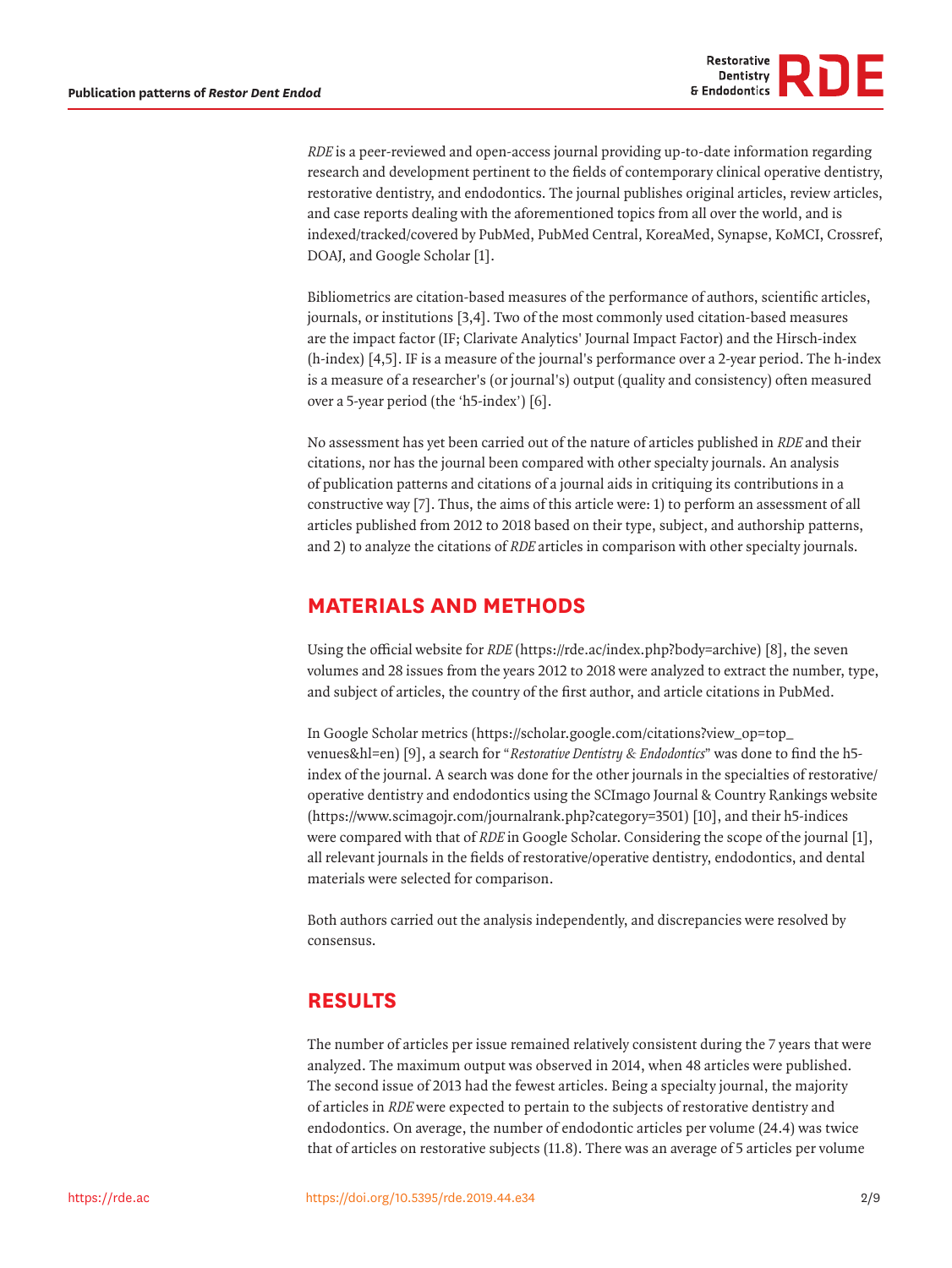*RDE* is a peer-reviewed and open-access journal providing up-to-date information regarding research and development pertinent to the fields of contemporary clinical operative dentistry, restorative dentistry, and endodontics. The journal publishes original articles, review articles, and case reports dealing with the aforementioned topics from all over the world, and is indexed/tracked/covered by PubMed, PubMed Central, KoreaMed, Synapse, KoMCI, Crossref, DOAJ, and Google Scholar [1].

Bibliometrics are citation-based measures of the performance of authors, scientific articles, journals, or institutions [3,4]. Two of the most commonly used citation-based measures are the impact factor (IF; Clarivate Analytics' Journal Impact Factor) and the Hirsch-index (h-index) [4,5]. IF is a measure of the journal's performance over a 2-year period. The h-index is a measure of a researcher's (or journal's) output (quality and consistency) often measured over a 5-year period (the 'h5-index') [6].

No assessment has yet been carried out of the nature of articles published in *RDE* and their citations, nor has the journal been compared with other specialty journals. An analysis of publication patterns and citations of a journal aids in critiquing its contributions in a constructive way [7]. Thus, the aims of this article were: 1) to perform an assessment of all articles published from 2012 to 2018 based on their type, subject, and authorship patterns, and 2) to analyze the citations of *RDE* articles in comparison with other specialty journals.

## MATERIALS AND METHODS

Using the official website for *RDE* (https://rde.ac/index.php?body=archive) [8], the seven volumes and 28 issues from the years 2012 to 2018 were analyzed to extract the number, type, and subject of articles, the country of the first author, and article citations in PubMed.

In Google Scholar metrics (https://scholar.google.com/citations?view_op=top_venues&hl=en) [9], a search for "*Restorative Dentistry & Endodontics*" was done to find the h5-index of the journal. A search was done for the other journals in the specialties of restorative/operative dentistry and endodontics using the SCImago Journal & Country Rankings website (https://www.scimagojr.com/journalrank.php?category=3501) [10], and their h5-indices were compared with that of *RDE* in Google Scholar. Considering the scope of the journal [1], all relevant journals in the fields of restorative/operative dentistry, endodontics, and dental materials were selected for comparison.

Both authors carried out the analysis independently, and discrepancies were resolved by consensus.

## RESULTS

The number of articles per issue remained relatively consistent during the 7 years that were analyzed. The maximum output was observed in 2014, when 48 articles were published. The second issue of 2013 had the fewest articles. Being a specialty journal, the majority of articles in *RDE* were expected to pertain to the subjects of restorative dentistry and endodontics. On average, the number of endodontic articles per volume (24.4) was twice that of articles on restorative subjects (11.8). There was an average of 5 articles per volume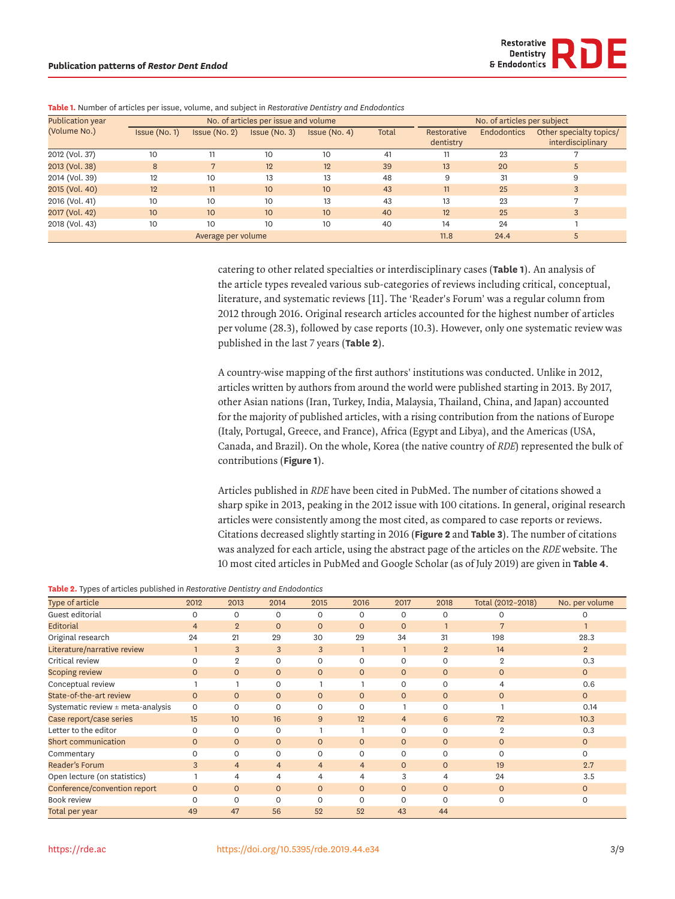**Table 1.** Number of articles per issue, volume, and subject in *Restorative Dentistry and Endodontics*

| Publication year (Volume No.) | No. of articles per issue and volume | | | | | No. of articles per subject | | |
|---|---|---|---|---|---|---|---|---|
| | Issue (No. 1) | Issue (No. 2) | Issue (No. 3) | Issue (No. 4) | Total | Restorative dentistry | Endodontics | Other specialty topics/ interdisciplinary |
| 2012 (Vol. 37) | 10 | 11 | 10 | 10 | 41 | 11 | 23 | 7 |
| 2013 (Vol. 38) | 8 | 7 | 12 | 12 | 39 | 13 | 20 | 5 |
| 2014 (Vol. 39) | 12 | 10 | 13 | 13 | 48 | 9 | 31 | 9 |
| 2015 (Vol. 40) | 12 | 11 | 10 | 10 | 43 | 11 | 25 | 3 |
| 2016 (Vol. 41) | 10 | 10 | 10 | 13 | 43 | 13 | 23 | 7 |
| 2017 (Vol. 42) | 10 | 10 | 10 | 10 | 40 | 12 | 25 | 3 |
| 2018 (Vol. 43) | 10 | 10 | 10 | 10 | 40 | 14 | 24 | 1 |
| Average per volume | | | | | | 11.8 | 24.4 | 5 |

catering to other related specialties or interdisciplinary cases (**Table 1**). An analysis of the article types revealed various sub-categories of reviews including critical, conceptual, literature, and systematic reviews [11]. The 'Reader's Forum' was a regular column from 2012 through 2016. Original research articles accounted for the highest number of articles per volume (28.3), followed by case reports (10.3). However, only one systematic review was published in the last 7 years (**Table 2**).

A country-wise mapping of the first authors' institutions was conducted. Unlike in 2012, articles written by authors from around the world were published starting in 2013. By 2017, other Asian nations (Iran, Turkey, India, Malaysia, Thailand, China, and Japan) accounted for the majority of published articles, with a rising contribution from the nations of Europe (Italy, Portugal, Greece, and France), Africa (Egypt and Libya), and the Americas (USA, Canada, and Brazil). On the whole, Korea (the native country of *RDE*) represented the bulk of contributions (**Figure 1**).

Articles published in *RDE* have been cited in PubMed. The number of citations showed a sharp spike in 2013, peaking in the 2012 issue with 100 citations. In general, original research articles were consistently among the most cited, as compared to case reports or reviews. Citations decreased slightly starting in 2016 (**Figure 2** and **Table 3**). The number of citations was analyzed for each article, using the abstract page of the articles on the *RDE* website. The 10 most cited articles in PubMed and Google Scholar (as of July 2019) are given in **Table 4**.

**Table 2.** Types of articles published in *Restorative Dentistry and Endodontics*

| Type of article | 2012 | 2013 | 2014 | 2015 | 2016 | 2017 | 2018 | Total (2012–2018) | No. per volume |
|---|---|---|---|---|---|---|---|---|---|
| Guest editorial | 0 | 0 | 0 | 0 | 0 | 0 | 0 | 0 | 0 |
| Editorial | 4 | 2 | 0 | 0 | 0 | 0 | 1 | 7 | 1 |
| Original research | 24 | 21 | 29 | 30 | 29 | 34 | 31 | 198 | 28.3 |
| Literature/narrative review | 1 | 3 | 3 | 3 | 1 | 1 | 2 | 14 | 2 |
| Critical review | 0 | 2 | 0 | 0 | 0 | 0 | 0 | 2 | 0.3 |
| Scoping review | 0 | 0 | 0 | 0 | 0 | 0 | 0 | 0 | 0 |
| Conceptual review | 1 | 1 | 0 | 1 | 1 | 0 | 0 | 4 | 0.6 |
| State-of-the-art review | 0 | 0 | 0 | 0 | 0 | 0 | 0 | 0 | 0 |
| Systematic review ± meta-analysis | 0 | 0 | 0 | 0 | 0 | 1 | 0 | 1 | 0.14 |
| Case report/case series | 15 | 10 | 16 | 9 | 12 | 4 | 6 | 72 | 10.3 |
| Letter to the editor | 0 | 0 | 0 | 1 | 1 | 0 | 0 | 2 | 0.3 |
| Short communication | 0 | 0 | 0 | 0 | 0 | 0 | 0 | 0 | 0 |
| Commentary | 0 | 0 | 0 | 0 | 0 | 0 | 0 | 0 | 0 |
| Reader's Forum | 3 | 4 | 4 | 4 | 4 | 0 | 0 | 19 | 2.7 |
| Open lecture (on statistics) | 1 | 4 | 4 | 4 | 4 | 3 | 4 | 24 | 3.5 |
| Conference/convention report | 0 | 0 | 0 | 0 | 0 | 0 | 0 | 0 | 0 |
| Book review | 0 | 0 | 0 | 0 | 0 | 0 | 0 | 0 | 0 |
| Total per year | 49 | 47 | 56 | 52 | 52 | 43 | 44 | | |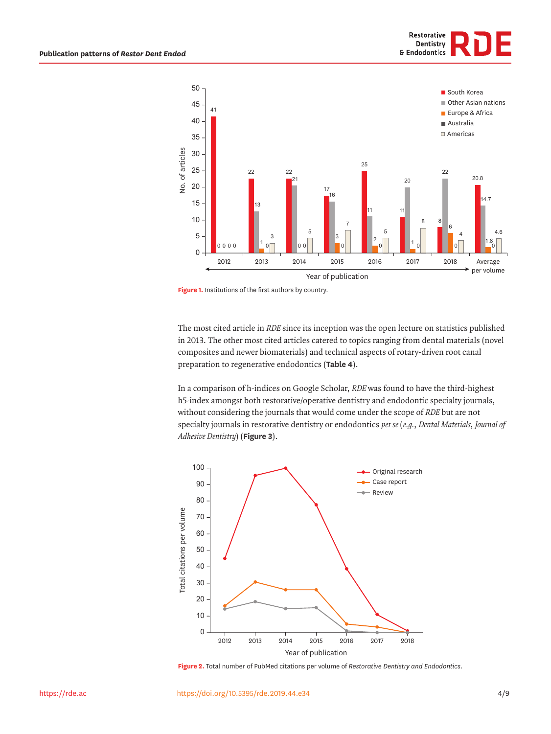Figure 1. Institutions of the first authors by country.

The most cited article in *RDE* since its inception was the open lecture on statistics published in 2013. The other most cited articles catered to topics ranging from dental materials (novel composites and newer biomaterials) and technical aspects of rotary-driven root canal preparation to regenerative endodontics (**Table 4**).

In a comparison of h-indices on Google Scholar, *RDE* was found to have the third-highest h5-index amongst both restorative/operative dentistry and endodontic specialty journals, without considering the journals that would come under the scope of *RDE* but are not specialty journals in restorative dentistry or endodontics *per se* (*e.g.*, *Dental Materials*, *Journal of Adhesive Dentistry*) (**Figure 3**).

Figure 2. Total number of PubMed citations per volume of *Restorative Dentistry and Endodontics*.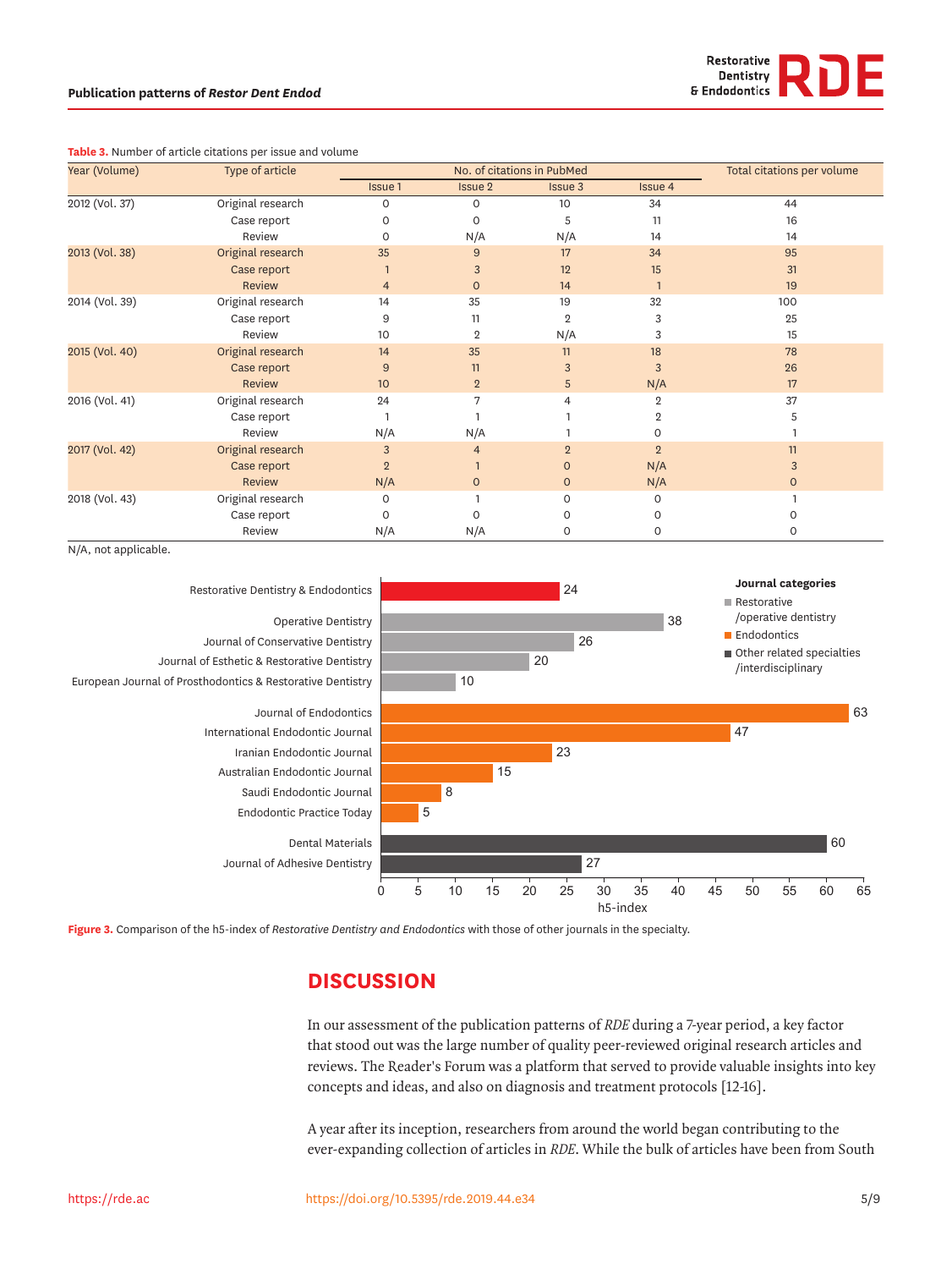**Table 3.** Number of article citations per issue and volume

| Year (Volume) | Type of article | No. of citations in PubMed | | | | Total citations per volume |
|---|---|---|---|---|---|---|
| | | Issue 1 | Issue 2 | Issue 3 | Issue 4 | |
| 2012 (Vol. 37) | Original research | 0 | 0 | 10 | 34 | 44 |
| | Case report | 0 | 0 | 5 | 11 | 16 |
| | Review | 0 | N/A | N/A | 14 | 14 |
| 2013 (Vol. 38) | Original research | 35 | 9 | 17 | 34 | 95 |
| | Case report | 1 | 3 | 12 | 15 | 31 |
| | Review | 4 | 0 | 14 | 1 | 19 |
| 2014 (Vol. 39) | Original research | 14 | 35 | 19 | 32 | 100 |
| | Case report | 9 | 11 | 2 | 3 | 25 |
| | Review | 10 | 2 | N/A | 3 | 15 |
| 2015 (Vol. 40) | Original research | 14 | 35 | 11 | 18 | 78 |
| | Case report | 9 | 11 | 3 | 3 | 26 |
| | Review | 10 | 2 | 5 | N/A | 17 |
| 2016 (Vol. 41) | Original research | 24 | 7 | 4 | 2 | 37 |
| | Case report | 1 | 1 | 1 | 2 | 5 |
| | Review | N/A | N/A | 1 | 0 | 1 |
| 2017 (Vol. 42) | Original research | 3 | 4 | 2 | 2 | 11 |
| | Case report | 2 | 1 | 0 | N/A | 3 |
| | Review | N/A | 0 | 0 | N/A | 0 |
| 2018 (Vol. 43) | Original research | 0 | 1 | 0 | 0 | 1 |
| | Case report | 0 | 0 | 0 | 0 | 0 |
| | Review | N/A | N/A | 0 | 0 | 0 |

N/A, not applicable.

Journal categories
Restorative /operative dentistry
Endodontics
Other related specialties /interdisciplinary

Restorative Dentistry & Endodontics 24
Operative Dentistry 38
Journal of Conservative Dentistry 26
Journal of Esthetic & Restorative Dentistry 20
European Journal of Prosthodontics & Restorative Dentistry 10
Journal of Endodontics 63
International Endodontic Journal 47
Iranian Endodontic Journal 23
Australian Endodontic Journal 15
Saudi Endodontic Journal 8
Endodontic Practice Today 5
Dental Materials 60
Journal of Adhesive Dentistry 27

0 5 10 15 20 25 30 35 40 45 50 55 60 65
h5-index

**Figure 3.** Comparison of the h5-index of *Restorative Dentistry and Endodontics* with those of other journals in the specialty.

## DISCUSSION

In our assessment of the publication patterns of *RDE* during a 7-year period, a key factor that stood out was the large number of quality peer-reviewed original research articles and reviews. The Reader's Forum was a platform that served to provide valuable insights into key concepts and ideas, and also on diagnosis and treatment protocols [12-16].

A year after its inception, researchers from around the world began contributing to the ever-expanding collection of articles in *RDE*. While the bulk of articles have been from South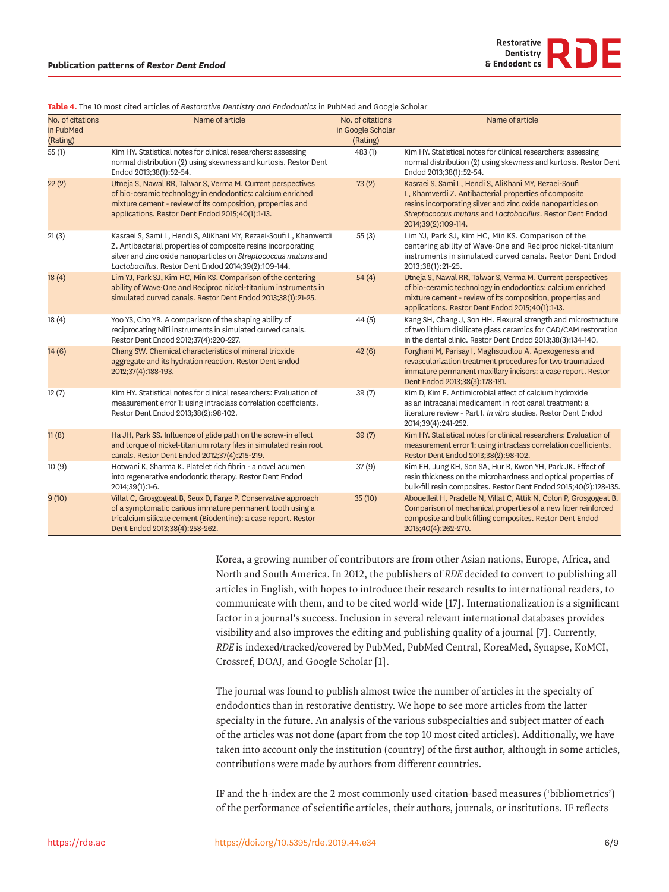**Table 4.** The 10 most cited articles of *Restorative Dentistry and Endodontics* in PubMed and Google Scholar

| No. of citations in PubMed (Rating) | Name of article | No. of citations in Google Scholar (Rating) | Name of article |
|---|---|---|---|
| 55 (1) | Kim HY. Statistical notes for clinical researchers: assessing normal distribution (2) using skewness and kurtosis. Restor Dent Endod 2013;38(1):52-54. | 483 (1) | Kim HY. Statistical notes for clinical researchers: assessing normal distribution (2) using skewness and kurtosis. Restor Dent Endod 2013;38(1):52-54. |
| 22 (2) | Utneja S, Nawal RR, Talwar S, Verma M. Current perspectives of bio-ceramic technology in endodontics: calcium enriched mixture cement - review of its composition, properties and applications. Restor Dent Endod 2015;40(1):1-13. | 73 (2) | Kasraei S, Sami L, Hendi S, AliKhani MY, Rezaei-Soufi L, Khamverdi Z. Antibacterial properties of composite resins incorporating silver and zinc oxide nanoparticles on *Streptococcus mutans* and *Lactobacillus*. Restor Dent Endod 2014;39(2):109-114. |
| 21 (3) | Kasraei S, Sami L, Hendi S, AliKhani MY, Rezaei-Soufi L, Khamverdi Z. Antibacterial properties of composite resins incorporating silver and zinc oxide nanoparticles on *Streptococcus mutans* and *Lactobacillus*. Restor Dent Endod 2014;39(2):109-144. | 55 (3) | Lim YJ, Park SJ, Kim HC, Min KS. Comparison of the centering ability of Wave-One and Reciproc nickel-titanium instruments in simulated curved canals. Restor Dent Endod 2013;38(1):21-25. |
| 18 (4) | Lim YJ, Park SJ, Kim HC, Min KS. Comparison of the centering ability of Wave-One and Reciproc nickel-titanium instruments in simulated curved canals. Restor Dent Endod 2013;38(1):21-25. | 54 (4) | Utneja S, Nawal RR, Talwar S, Verma M. Current perspectives of bio-ceramic technology in endodontics: calcium enriched mixture cement - review of its composition, properties and applications. Restor Dent Endod 2015;40(1):1-13. |
| 18 (4) | Yoo YS, Cho YB. A comparison of the shaping ability of reciprocating NiTi instruments in simulated curved canals. Restor Dent Endod 2012;37(4):220-227. | 44 (5) | Kang SH, Chang J, Son HH. Flexural strength and microstructure of two lithium disilicate glass ceramics for CAD/CAM restoration in the dental clinic. Restor Dent Endod 2013;38(3):134-140. |
| 14 (6) | Chang SW. Chemical characteristics of mineral trioxide aggregate and its hydration reaction. Restor Dent Endod 2012;37(4):188-193. | 42 (6) | Forghani M, Parisay I, Maghsoudlou A. Apexogenesis and revascularization treatment procedures for two traumatized immature permanent maxillary incisors: a case report. Restor Dent Endod 2013;38(3):178-181. |
| 12 (7) | Kim HY. Statistical notes for clinical researchers: Evaluation of measurement error 1: using intraclass correlation coefficients. Restor Dent Endod 2013;38(2):98-102. | 39 (7) | Kim D, Kim E. Antimicrobial effect of calcium hydroxide as an intracanal medicament in root canal treatment: a literature review - Part I. *In vitro* studies. Restor Dent Endod 2014;39(4):241-252. |
| 11 (8) | Ha JH, Park SS. Influence of glide path on the screw-in effect and torque of nickel-titanium rotary files in simulated resin root canals. Restor Dent Endod 2012;37(4):215-219. | 39 (7) | Kim HY. Statistical notes for clinical researchers: Evaluation of measurement error 1: using intraclass correlation coefficients. Restor Dent Endod 2013;38(2):98-102. |
| 10 (9) | Hotwani K, Sharma K. Platelet rich fibrin - a novel acumen into regenerative endodontic therapy. Restor Dent Endod 2014;39(1):1-6. | 37 (9) | Kim EH, Jung KH, Son SA, Hur B, Kwon YH, Park JK. Effect of resin thickness on the microhardness and optical properties of bulk-fill resin composites. Restor Dent Endod 2015;40(2):128-135. |
| 9 (10) | Villat C, Grosgogeat B, Seux D, Farge P. Conservative approach of a symptomatic carious immature permanent tooth using a tricalcium silicate cement (Biodentine): a case report. Restor Dent Endod 2013;38(4):258-262. | 35 (10) | Abouelleil H, Pradelle N, Villat C, Attik N, Colon P, Grosgogeat B. Comparison of mechanical properties of a new fiber reinforced composite and bulk filling composites. Restor Dent Endod 2015;40(4):262-270. |

Korea, a growing number of contributors are from other Asian nations, Europe, Africa, and North and South America. In 2012, the publishers of *RDE* decided to convert to publishing all articles in English, with hopes to introduce their research results to international readers, to communicate with them, and to be cited world-wide [17]. Internationalization is a significant factor in a journal's success. Inclusion in several relevant international databases provides visibility and also improves the editing and publishing quality of a journal [7]. Currently, *RDE* is indexed/tracked/covered by PubMed, PubMed Central, KoreaMed, Synapse, KoMCI, Crossref, DOAJ, and Google Scholar [1].

The journal was found to publish almost twice the number of articles in the specialty of endodontics than in restorative dentistry. We hope to see more articles from the latter specialty in the future. An analysis of the various subspecialties and subject matter of each of the articles was not done (apart from the top 10 most cited articles). Additionally, we have taken into account only the institution (country) of the first author, although in some articles, contributions were made by authors from different countries.

IF and the h-index are the 2 most commonly used citation-based measures ('bibliometrics') of the performance of scientific articles, their authors, journals, or institutions. IF reflects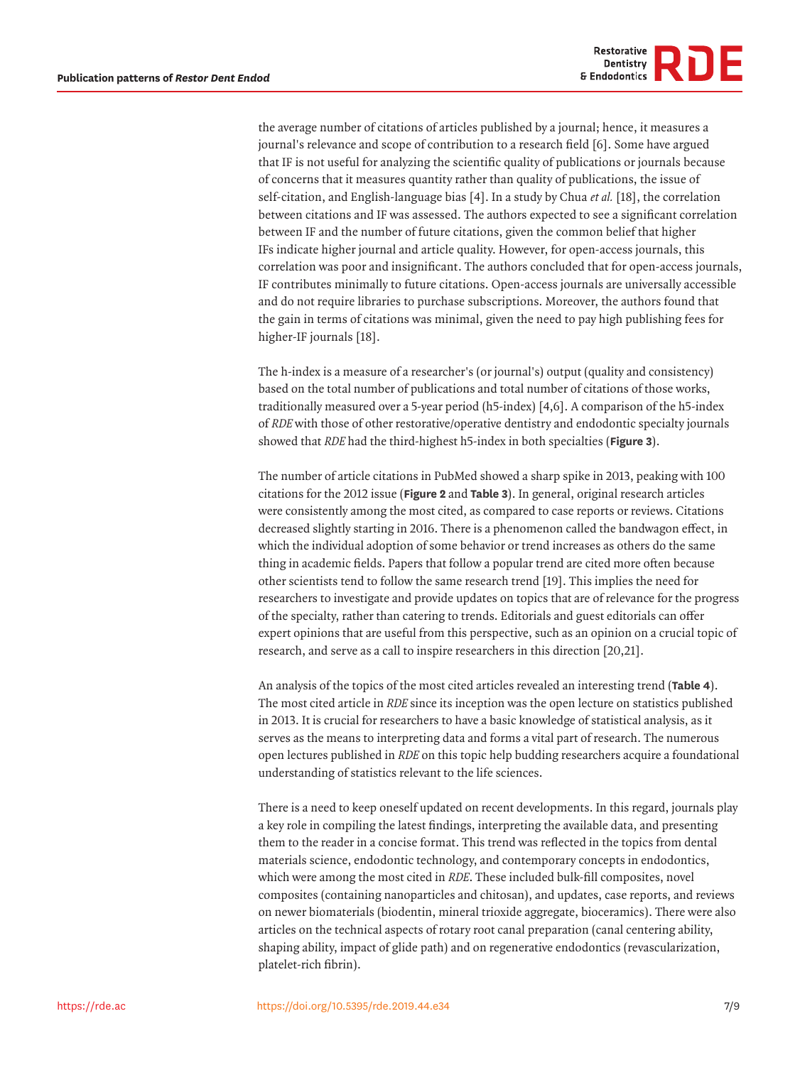the average number of citations of articles published by a journal; hence, it measures a journal's relevance and scope of contribution to a research field [6]. Some have argued that IF is not useful for analyzing the scientific quality of publications or journals because of concerns that it measures quantity rather than quality of publications, the issue of self-citation, and English-language bias [4]. In a study by Chua *et al.* [18], the correlation between citations and IF was assessed. The authors expected to see a significant correlation between IF and the number of future citations, given the common belief that higher IFs indicate higher journal and article quality. However, for open-access journals, this correlation was poor and insignificant. The authors concluded that for open-access journals, IF contributes minimally to future citations. Open-access journals are universally accessible and do not require libraries to purchase subscriptions. Moreover, the authors found that the gain in terms of citations was minimal, given the need to pay high publishing fees for higher-IF journals [18].

The h-index is a measure of a researcher's (or journal's) output (quality and consistency) based on the total number of publications and total number of citations of those works, traditionally measured over a 5-year period (h5-index) [4,6]. A comparison of the h5-index of *RDE* with those of other restorative/operative dentistry and endodontic specialty journals showed that *RDE* had the third-highest h5-index in both specialties (**Figure 3**).

The number of article citations in PubMed showed a sharp spike in 2013, peaking with 100 citations for the 2012 issue (**Figure 2** and **Table 3**). In general, original research articles were consistently among the most cited, as compared to case reports or reviews. Citations decreased slightly starting in 2016. There is a phenomenon called the bandwagon effect, in which the individual adoption of some behavior or trend increases as others do the same thing in academic fields. Papers that follow a popular trend are cited more often because other scientists tend to follow the same research trend [19]. This implies the need for researchers to investigate and provide updates on topics that are of relevance for the progress of the specialty, rather than catering to trends. Editorials and guest editorials can offer expert opinions that are useful from this perspective, such as an opinion on a crucial topic of research, and serve as a call to inspire researchers in this direction [20,21].

An analysis of the topics of the most cited articles revealed an interesting trend (**Table 4**). The most cited article in *RDE* since its inception was the open lecture on statistics published in 2013. It is crucial for researchers to have a basic knowledge of statistical analysis, as it serves as the means to interpreting data and forms a vital part of research. The numerous open lectures published in *RDE* on this topic help budding researchers acquire a foundational understanding of statistics relevant to the life sciences.

There is a need to keep oneself updated on recent developments. In this regard, journals play a key role in compiling the latest findings, interpreting the available data, and presenting them to the reader in a concise format. This trend was reflected in the topics from dental materials science, endodontic technology, and contemporary concepts in endodontics, which were among the most cited in *RDE*. These included bulk-fill composites, novel composites (containing nanoparticles and chitosan), and updates, case reports, and reviews on newer biomaterials (biodentin, mineral trioxide aggregate, bioceramics). There were also articles on the technical aspects of rotary root canal preparation (canal centering ability, shaping ability, impact of glide path) and on regenerative endodontics (revascularization, platelet-rich fibrin).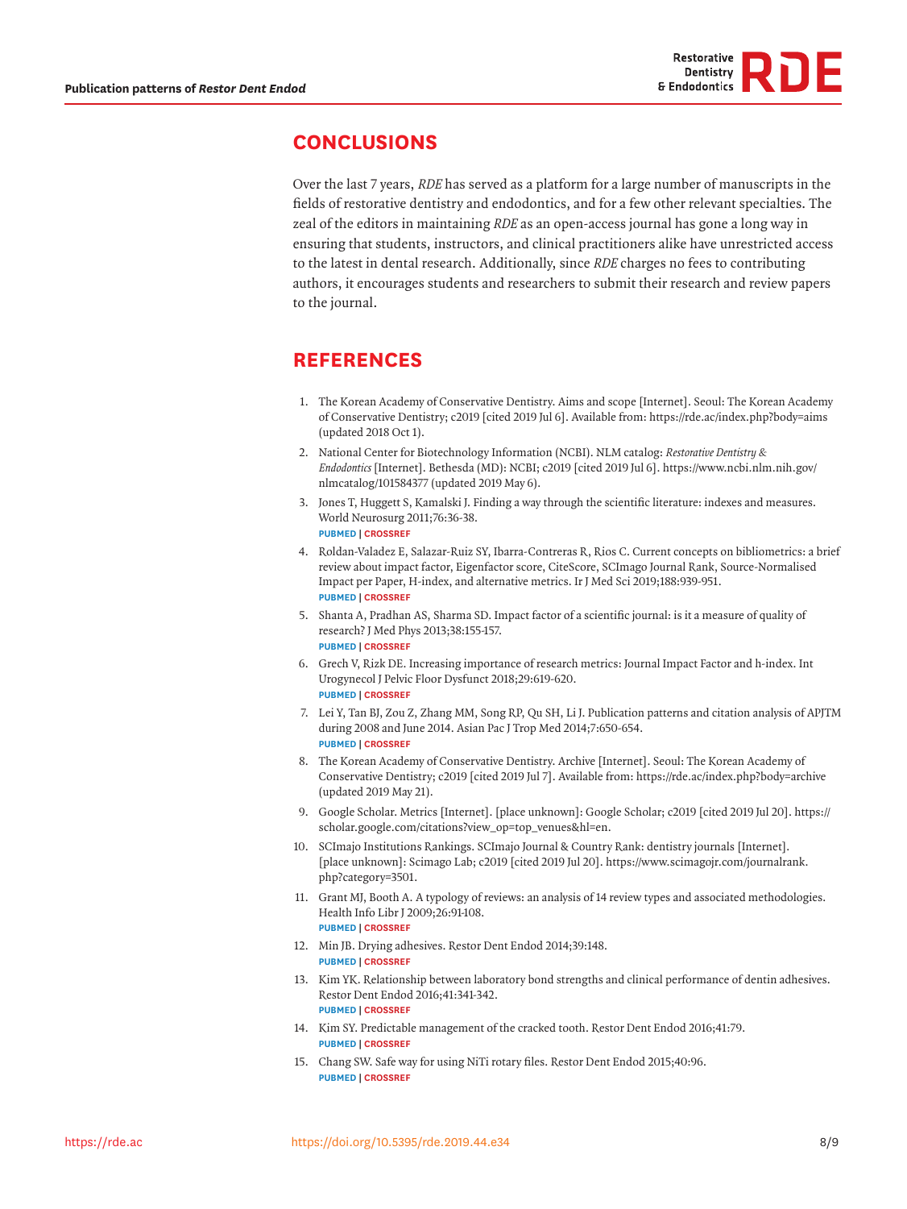## CONCLUSIONS

Over the last 7 years, *RDE* has served as a platform for a large number of manuscripts in the fields of restorative dentistry and endodontics, and for a few other relevant specialties. The zeal of the editors in maintaining *RDE* as an open-access journal has gone a long way in ensuring that students, instructors, and clinical practitioners alike have unrestricted access to the latest in dental research. Additionally, since *RDE* charges no fees to contributing authors, it encourages students and researchers to submit their research and review papers to the journal.

## REFERENCES

1. The Korean Academy of Conservative Dentistry. Aims and scope [Internet]. Seoul: The Korean Academy of Conservative Dentistry; c2019 [cited 2019 Jul 6]. Available from: https://rde.ac/index.php?body=aims (updated 2018 Oct 1).
2. National Center for Biotechnology Information (NCBI). NLM catalog: *Restorative Dentistry & Endodontics* [Internet]. Bethesda (MD): NCBI; c2019 [cited 2019 Jul 6]. https://www.ncbi.nlm.nih.gov/nlmcatalog/101584377 (updated 2019 May 6).
3. Jones T, Huggett S, Kamalski J. Finding a way through the scientific literature: indexes and measures. World Neurosurg 2011;76:36-38.
   PUBMED | CROSSREF
4. Roldan-Valadez E, Salazar-Ruiz SY, Ibarra-Contreras R, Rios C. Current concepts on bibliometrics: a brief review about impact factor, Eigenfactor score, CiteScore, SCImago Journal Rank, Source-Normalised Impact per Paper, H-index, and alternative metrics. Ir J Med Sci 2019;188:939-951.
   PUBMED | CROSSREF
5. Shanta A, Pradhan AS, Sharma SD. Impact factor of a scientific journal: is it a measure of quality of research? J Med Phys 2013;38:155-157.
   PUBMED | CROSSREF
6. Grech V, Rizk DE. Increasing importance of research metrics: Journal Impact Factor and h-index. Int Urogynecol J Pelvic Floor Dysfunct 2018;29:619-620.
   PUBMED | CROSSREF
7. Lei Y, Tan BJ, Zou Z, Zhang MM, Song RP, Qu SH, Li J. Publication patterns and citation analysis of APJTM during 2008 and June 2014. Asian Pac J Trop Med 2014;7:650-654.
   PUBMED | CROSSREF
8. The Korean Academy of Conservative Dentistry. Archive [Internet]. Seoul: The Korean Academy of Conservative Dentistry; c2019 [cited 2019 Jul 7]. Available from: https://rde.ac/index.php?body=archive (updated 2019 May 21).
9. Google Scholar. Metrics [Internet]. [place unknown]: Google Scholar; c2019 [cited 2019 Jul 20]. https://scholar.google.com/citations?view_op=top_venues&hl=en.
10. SCImajo Institutions Rankings. SCImajo Journal & Country Rank: dentistry journals [Internet]. [place unknown]: Scimago Lab; c2019 [cited 2019 Jul 20]. https://www.scimagojr.com/journalrank.php?category=3501.
11. Grant MJ, Booth A. A typology of reviews: an analysis of 14 review types and associated methodologies. Health Info Libr J 2009;26:91-108.
    PUBMED | CROSSREF
12. Min JB. Drying adhesives. Restor Dent Endod 2014;39:148.
    PUBMED | CROSSREF
13. Kim YK. Relationship between laboratory bond strengths and clinical performance of dentin adhesives. Restor Dent Endod 2016;41:341-342.
    PUBMED | CROSSREF
14. Kim SY. Predictable management of the cracked tooth. Restor Dent Endod 2016;41:79.
    PUBMED | CROSSREF
15. Chang SW. Safe way for using NiTi rotary files. Restor Dent Endod 2015;40:96.
    PUBMED | CROSSREF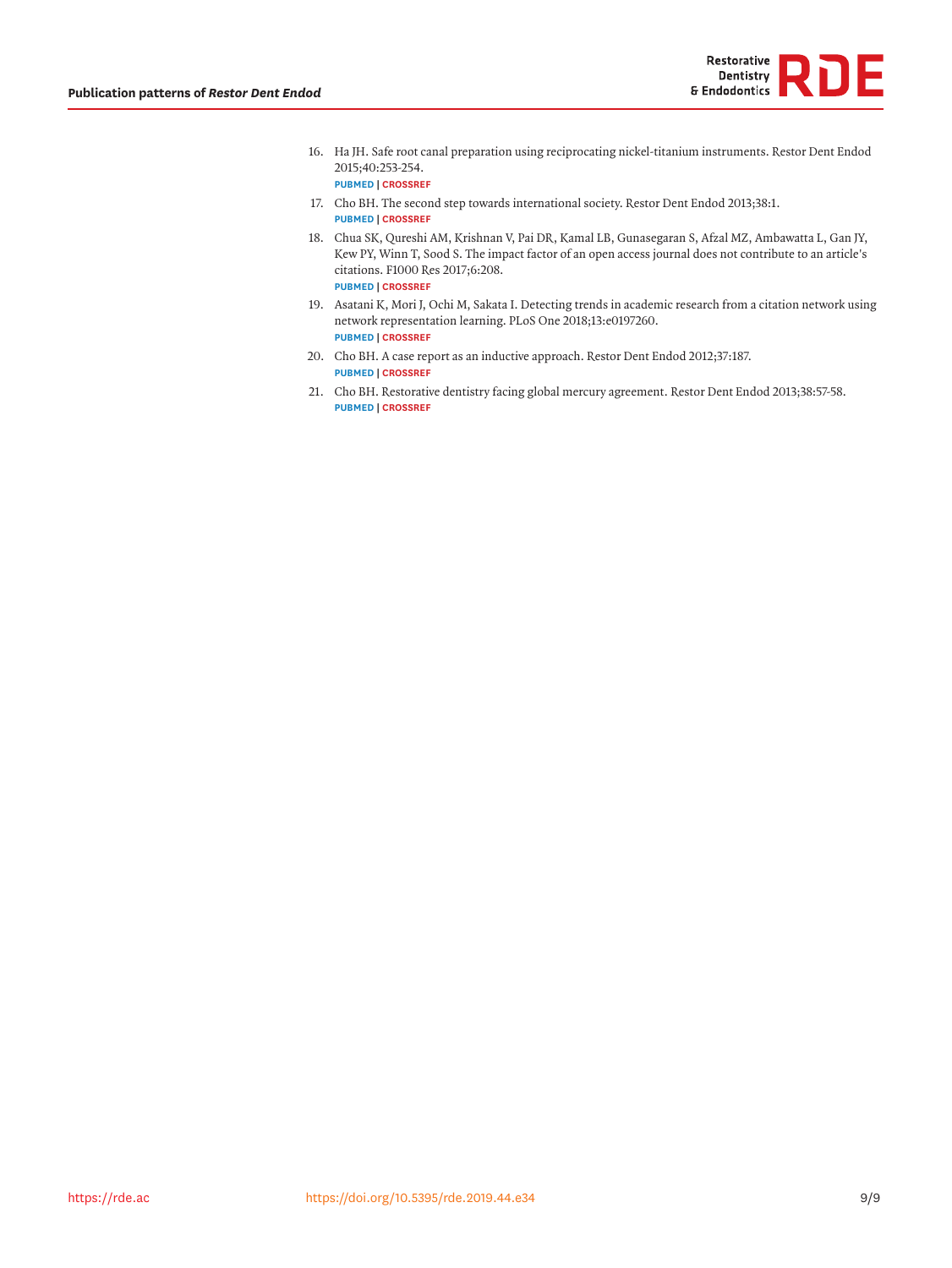16. Ha JH. Safe root canal preparation using reciprocating nickel-titanium instruments. Restor Dent Endod 2015;40:253-254.
    PUBMED | CROSSREF
17. Cho BH. The second step towards international society. Restor Dent Endod 2013;38:1.
    PUBMED | CROSSREF
18. Chua SK, Qureshi AM, Krishnan V, Pai DR, Kamal LB, Gunasegaran S, Afzal MZ, Ambawatta L, Gan JY, Kew PY, Winn T, Sood S. The impact factor of an open access journal does not contribute to an article's citations. F1000 Res 2017;6:208.
    PUBMED | CROSSREF
19. Asatani K, Mori J, Ochi M, Sakata I. Detecting trends in academic research from a citation network using network representation learning. PLoS One 2018;13:e0197260.
    PUBMED | CROSSREF
20. Cho BH. A case report as an inductive approach. Restor Dent Endod 2012;37:187.
    PUBMED | CROSSREF
21. Cho BH. Restorative dentistry facing global mercury agreement. Restor Dent Endod 2013;38:57-58.
    PUBMED | CROSSREF